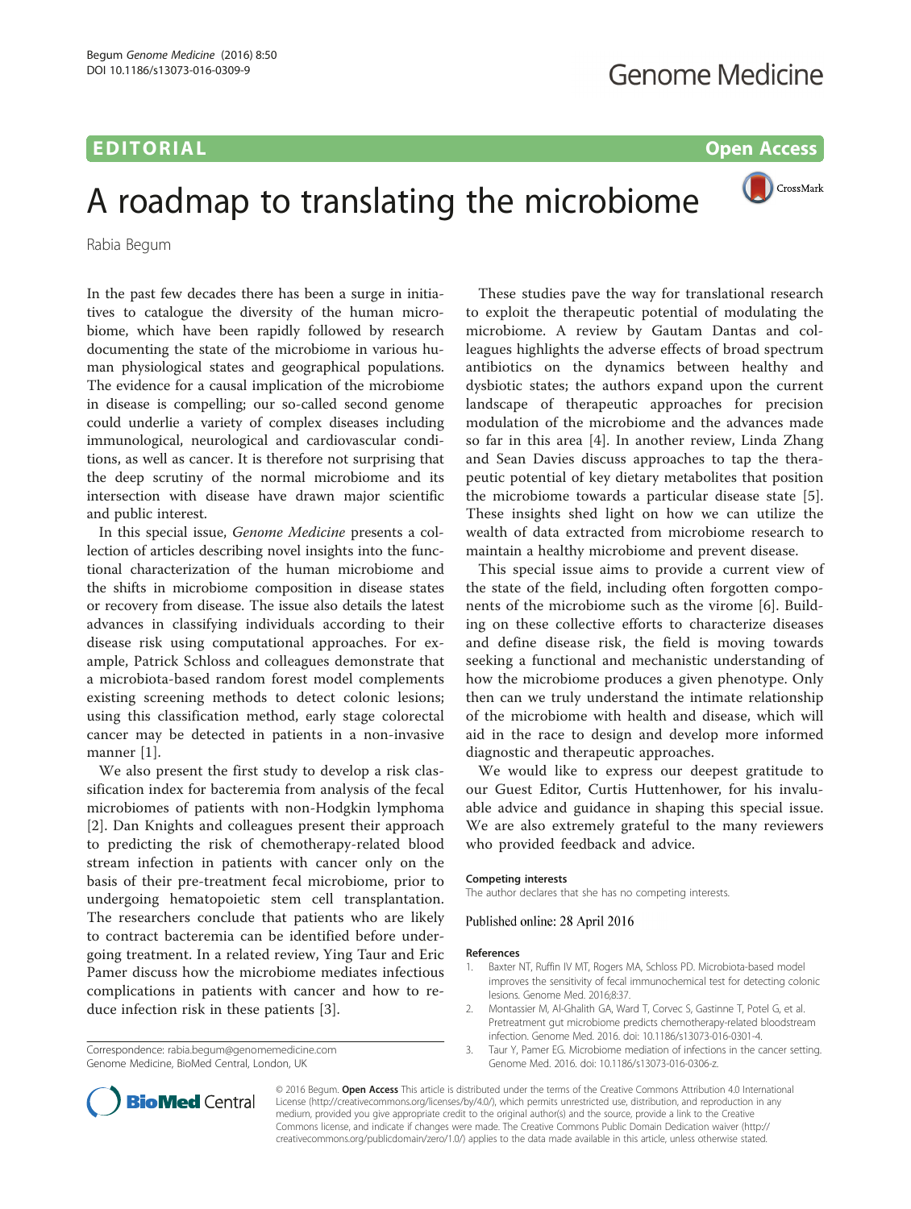EDITORIAL

Open Access

# A roadmap to translating the microbiome

Rabia Begum

In the past few decades there has been a surge in initiatives to catalogue the diversity of the human microbiome, which have been rapidly followed by research documenting the state of the microbiome in various human physiological states and geographical populations. The evidence for a causal implication of the microbiome in disease is compelling; our so-called second genome could underlie a variety of complex diseases including immunological, neurological and cardiovascular conditions, as well as cancer. It is therefore not surprising that the deep scrutiny of the normal microbiome and its intersection with disease have drawn major scientific and public interest.

In this special issue, *Genome Medicine* presents a collection of articles describing novel insights into the functional characterization of the human microbiome and the shifts in microbiome composition in disease states or recovery from disease. The issue also details the latest advances in classifying individuals according to their disease risk using computational approaches. For example, Patrick Schloss and colleagues demonstrate that a microbiota-based random forest model complements existing screening methods to detect colonic lesions; using this classification method, early stage colorectal cancer may be detected in patients in a non-invasive manner [1].

We also present the first study to develop a risk classification index for bacteremia from analysis of the fecal microbiomes of patients with non-Hodgkin lymphoma [2]. Dan Knights and colleagues present their approach to predicting the risk of chemotherapy-related blood stream infection in patients with cancer only on the basis of their pre-treatment fecal microbiome, prior to undergoing hematopoietic stem cell transplantation. The researchers conclude that patients who are likely to contract bacteremia can be identified before undergoing treatment. In a related review, Ying Taur and Eric Pamer discuss how the microbiome mediates infectious complications in patients with cancer and how to reduce infection risk in these patients [3].

These studies pave the way for translational research to exploit the therapeutic potential of modulating the microbiome. A review by Gautam Dantas and colleagues highlights the adverse effects of broad spectrum antibiotics on the dynamics between healthy and dysbiotic states; the authors expand upon the current landscape of therapeutic approaches for precision modulation of the microbiome and the advances made so far in this area [4]. In another review, Linda Zhang and Sean Davies discuss approaches to tap the therapeutic potential of key dietary metabolites that position the microbiome towards a particular disease state [5]. These insights shed light on how we can utilize the wealth of data extracted from microbiome research to maintain a healthy microbiome and prevent disease.

This special issue aims to provide a current view of the state of the field, including often forgotten components of the microbiome such as the virome [6]. Building on these collective efforts to characterize diseases and define disease risk, the field is moving towards seeking a functional and mechanistic understanding of how the microbiome produces a given phenotype. Only then can we truly understand the intimate relationship of the microbiome with health and disease, which will aid in the race to design and develop more informed diagnostic and therapeutic approaches.

We would like to express our deepest gratitude to our Guest Editor, Curtis Huttenhower, for his invaluable advice and guidance in shaping this special issue. We are also extremely grateful to the many reviewers who provided feedback and advice.

#### Competing interests
The author declares that she has no competing interests.

Published online: 28 April 2016

#### References
1. Baxter NT, Ruffin IV MT, Rogers MA, Schloss PD. Microbiota-based model improves the sensitivity of fecal immunochemical test for detecting colonic lesions. Genome Med. 2016;8:37.
2. Montassier M, Al-Ghalith GA, Ward T, Corvec S, Gastinne T, Potel G, et al. Pretreatment gut microbiome predicts chemotherapy-related bloodstream infection. Genome Med. 2016. doi: 10.1186/s13073-016-0301-4.
3. Taur Y, Pamer EG. Microbiome mediation of infections in the cancer setting. Genome Med. 2016. doi: 10.1186/s13073-016-0306-z.

Correspondence: rabia.begum@genomemedicine.com
Genome Medicine, BioMed Central, London, UK

© 2016 Begum. **Open Access** This article is distributed under the terms of the Creative Commons Attribution 4.0 International License (http://creativecommons.org/licenses/by/4.0/), which permits unrestricted use, distribution, and reproduction in any medium, provided you give appropriate credit to the original author(s) and the source, provide a link to the Creative Commons license, and indicate if changes were made. The Creative Commons Public Domain Dedication waiver (http://creativecommons.org/publicdomain/zero/1.0/) applies to the data made available in this article, unless otherwise stated.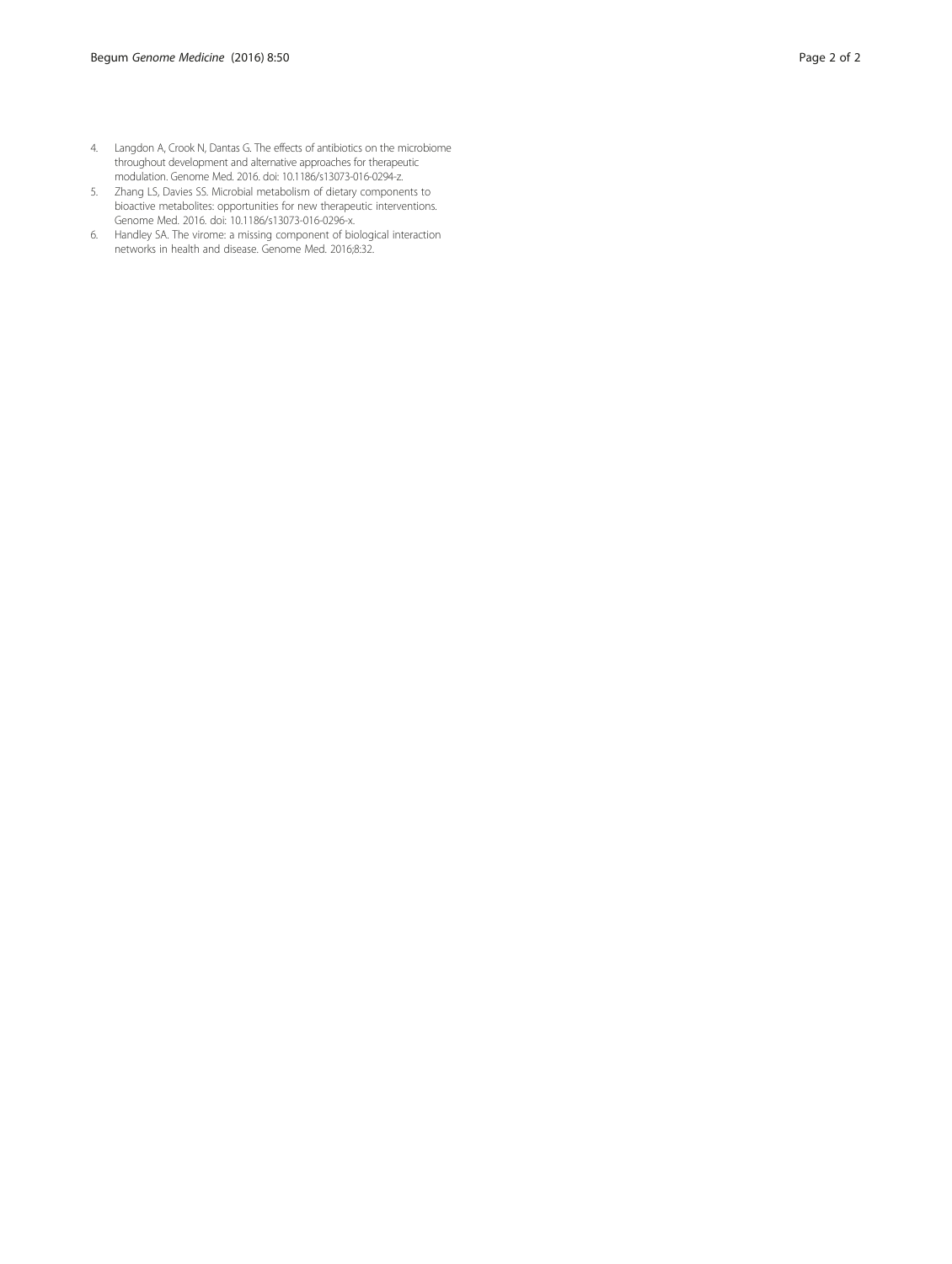4. Langdon A, Crook N, Dantas G. The effects of antibiotics on the microbiome throughout development and alternative approaches for therapeutic modulation. Genome Med. 2016. doi: 10.1186/s13073-016-0294-z.
5. Zhang LS, Davies SS. Microbial metabolism of dietary components to bioactive metabolites: opportunities for new therapeutic interventions. Genome Med. 2016. doi: 10.1186/s13073-016-0296-x.
6. Handley SA. The virome: a missing component of biological interaction networks in health and disease. Genome Med. 2016;8:32.